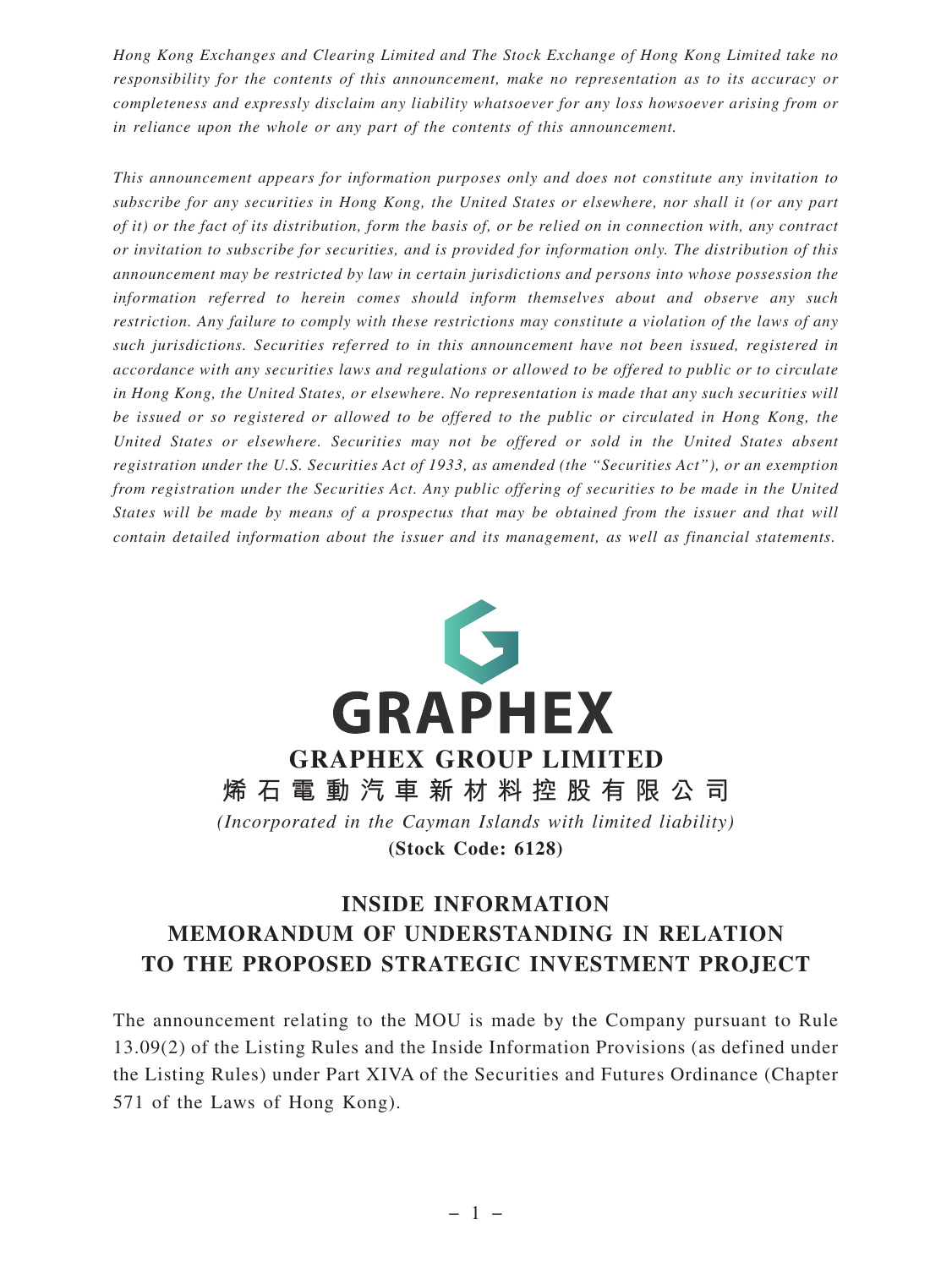*Hong Kong Exchanges and Clearing Limited and The Stock Exchange of Hong Kong Limited take no responsibility for the contents of this announcement, make no representation as to its accuracy or completeness and expressly disclaim any liability whatsoever for any loss howsoever arising from or in reliance upon the whole or any part of the contents of this announcement.*

*This announcement appears for information purposes only and does not constitute any invitation to subscribe for any securities in Hong Kong, the United States or elsewhere, nor shall it (or any part of it) or the fact of its distribution, form the basis of, or be relied on in connection with, any contract or invitation to subscribe for securities, and is provided for information only. The distribution of this announcement may be restricted by law in certain jurisdictions and persons into whose possession the information referred to herein comes should inform themselves about and observe any such restriction. Any failure to comply with these restrictions may constitute a violation of the laws of any such jurisdictions. Securities referred to in this announcement have not been issued, registered in accordance with any securities laws and regulations or allowed to be offered to public or to circulate in Hong Kong, the United States, or elsewhere. No representation is made that any such securities will be issued or so registered or allowed to be offered to the public or circulated in Hong Kong, the United States or elsewhere. Securities may not be offered or sold in the United States absent registration under the U.S. Securities Act of 1933, as amended (the "Securities Act"), or an exemption from registration under the Securities Act. Any public offering of securities to be made in the United States will be made by means of a prospectus that may be obtained from the issuer and that will contain detailed information about the issuer and its management, as well as financial statements.*

GRAPHEX

# GRAPHEX GROUP LIMITED
# 烯石電動汽車新材料控股有限公司

*(Incorporated in the Cayman Islands with limited liability)*

**(Stock Code: 6128)**

## INSIDE INFORMATION
## MEMORANDUM OF UNDERSTANDING IN RELATION TO THE PROPOSED STRATEGIC INVESTMENT PROJECT

The announcement relating to the MOU is made by the Company pursuant to Rule 13.09(2) of the Listing Rules and the Inside Information Provisions (as defined under the Listing Rules) under Part XIVA of the Securities and Futures Ordinance (Chapter 571 of the Laws of Hong Kong).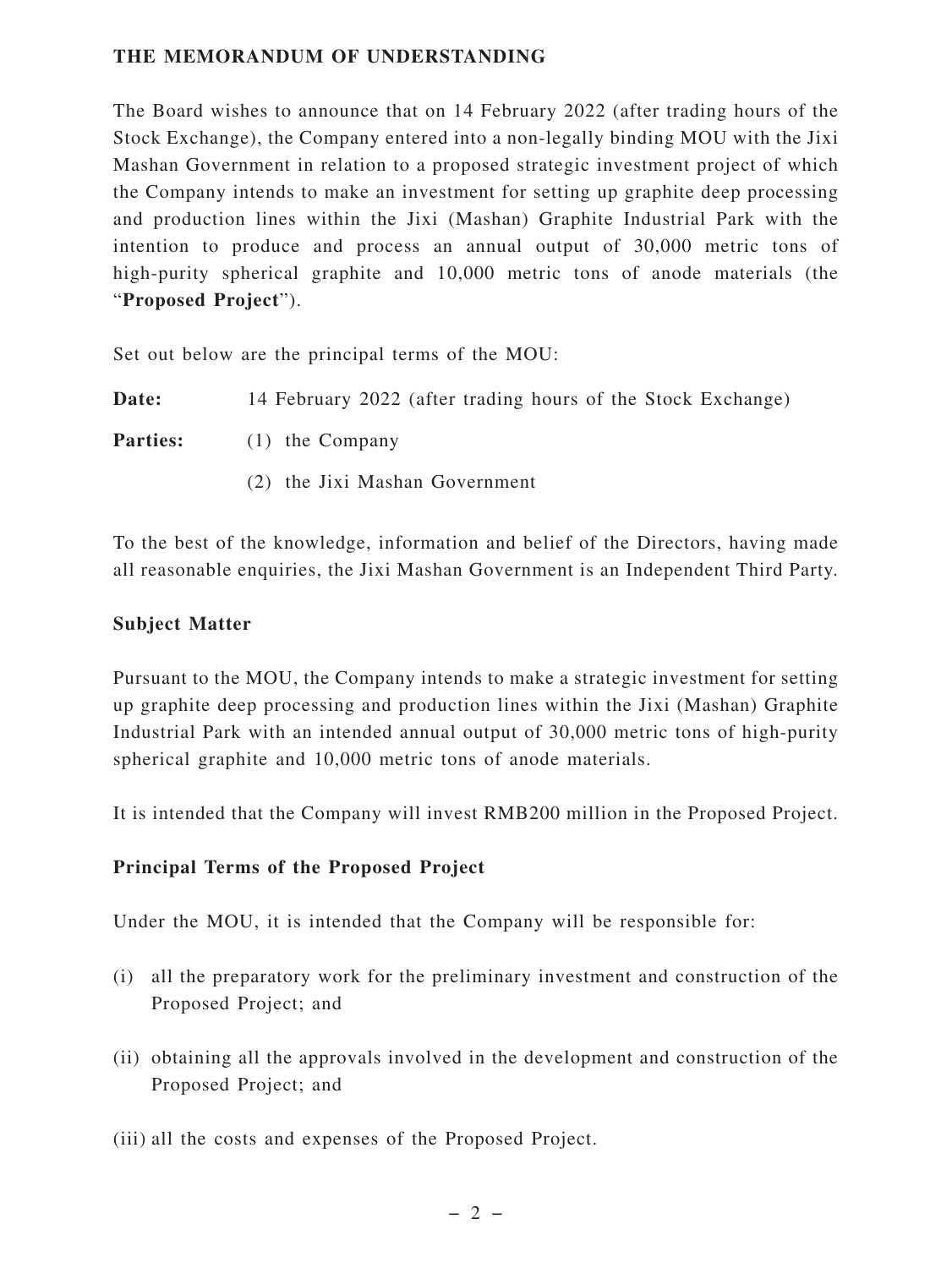**THE MEMORANDUM OF UNDERSTANDING**

The Board wishes to announce that on 14 February 2022 (after trading hours of the Stock Exchange), the Company entered into a non-legally binding MOU with the Jixi Mashan Government in relation to a proposed strategic investment project of which the Company intends to make an investment for setting up graphite deep processing and production lines within the Jixi (Mashan) Graphite Industrial Park with the intention to produce and process an annual output of 30,000 metric tons of high-purity spherical graphite and 10,000 metric tons of anode materials (the "**Proposed Project**").

Set out below are the principal terms of the MOU:

**Date:** 14 February 2022 (after trading hours of the Stock Exchange)

**Parties:** (1) the Company

(2) the Jixi Mashan Government

To the best of the knowledge, information and belief of the Directors, having made all reasonable enquiries, the Jixi Mashan Government is an Independent Third Party.

**Subject Matter**

Pursuant to the MOU, the Company intends to make a strategic investment for setting up graphite deep processing and production lines within the Jixi (Mashan) Graphite Industrial Park with an intended annual output of 30,000 metric tons of high-purity spherical graphite and 10,000 metric tons of anode materials.

It is intended that the Company will invest RMB200 million in the Proposed Project.

**Principal Terms of the Proposed Project**

Under the MOU, it is intended that the Company will be responsible for:

(i) all the preparatory work for the preliminary investment and construction of the Proposed Project; and

(ii) obtaining all the approvals involved in the development and construction of the Proposed Project; and

(iii) all the costs and expenses of the Proposed Project.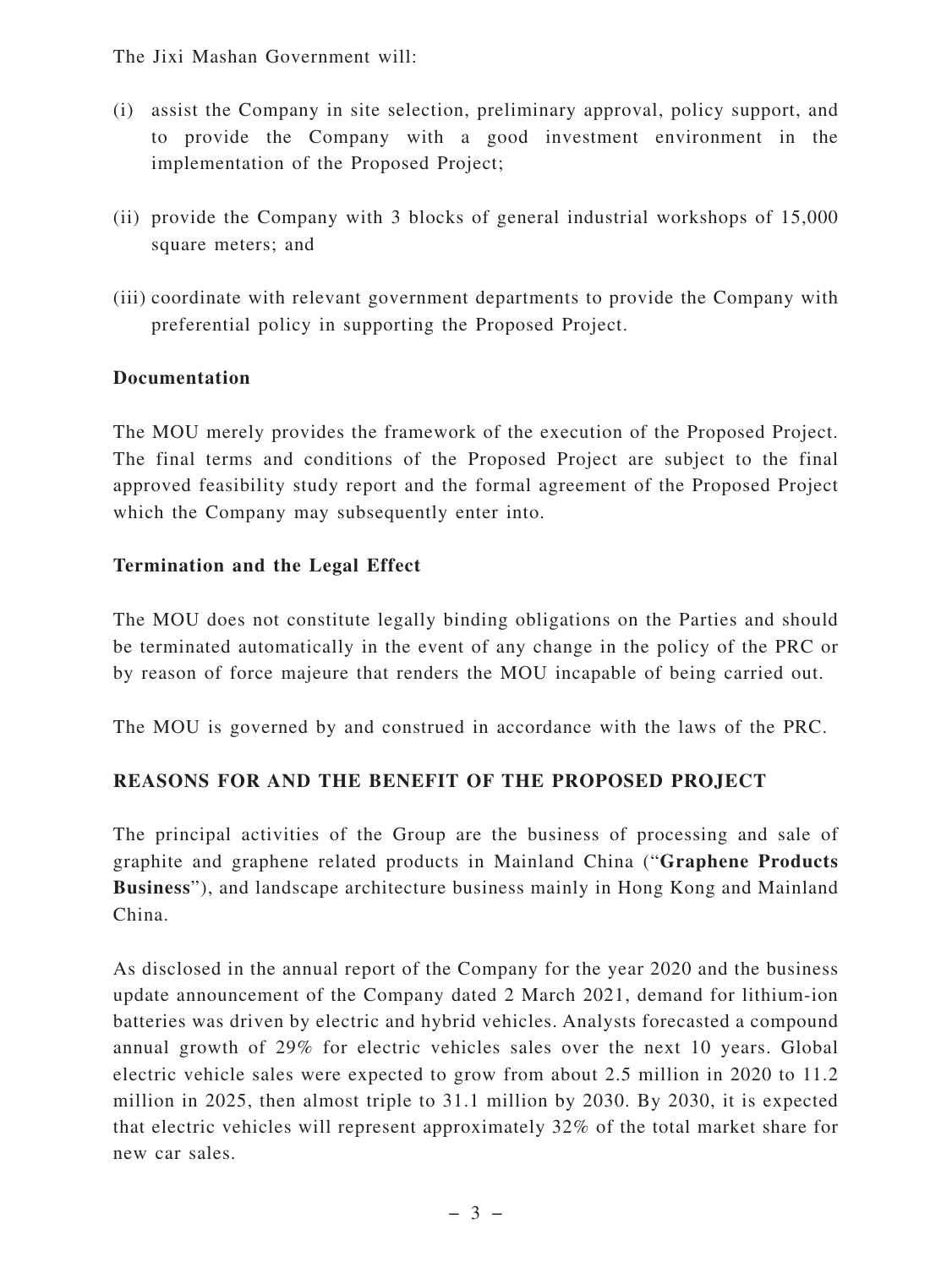The Jixi Mashan Government will:

(i) assist the Company in site selection, preliminary approval, policy support, and to provide the Company with a good investment environment in the implementation of the Proposed Project;

(ii) provide the Company with 3 blocks of general industrial workshops of 15,000 square meters; and

(iii) coordinate with relevant government departments to provide the Company with preferential policy in supporting the Proposed Project.

**Documentation**

The MOU merely provides the framework of the execution of the Proposed Project. The final terms and conditions of the Proposed Project are subject to the final approved feasibility study report and the formal agreement of the Proposed Project which the Company may subsequently enter into.

**Termination and the Legal Effect**

The MOU does not constitute legally binding obligations on the Parties and should be terminated automatically in the event of any change in the policy of the PRC or by reason of force majeure that renders the MOU incapable of being carried out.

The MOU is governed by and construed in accordance with the laws of the PRC.

**REASONS FOR AND THE BENEFIT OF THE PROPOSED PROJECT**

The principal activities of the Group are the business of processing and sale of graphite and graphene related products in Mainland China ("**Graphene Products Business**"), and landscape architecture business mainly in Hong Kong and Mainland China.

As disclosed in the annual report of the Company for the year 2020 and the business update announcement of the Company dated 2 March 2021, demand for lithium-ion batteries was driven by electric and hybrid vehicles. Analysts forecasted a compound annual growth of 29% for electric vehicles sales over the next 10 years. Global electric vehicle sales were expected to grow from about 2.5 million in 2020 to 11.2 million in 2025, then almost triple to 31.1 million by 2030. By 2030, it is expected that electric vehicles will represent approximately 32% of the total market share for new car sales.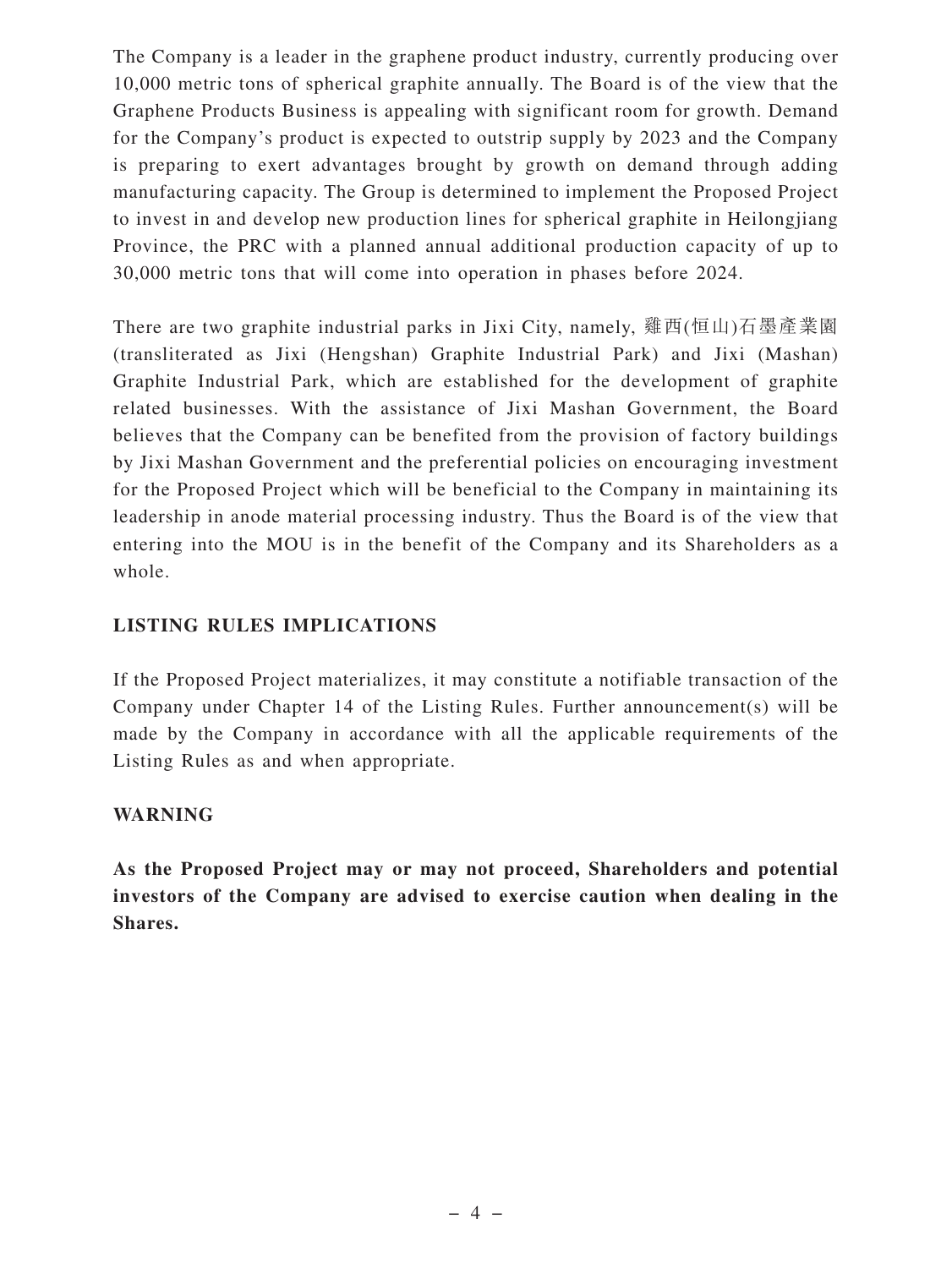The Company is a leader in the graphene product industry, currently producing over 10,000 metric tons of spherical graphite annually. The Board is of the view that the Graphene Products Business is appealing with significant room for growth. Demand for the Company's product is expected to outstrip supply by 2023 and the Company is preparing to exert advantages brought by growth on demand through adding manufacturing capacity. The Group is determined to implement the Proposed Project to invest in and develop new production lines for spherical graphite in Heilongjiang Province, the PRC with a planned annual additional production capacity of up to 30,000 metric tons that will come into operation in phases before 2024.

There are two graphite industrial parks in Jixi City, namely, 雞西(恒山)石墨產業園 (transliterated as Jixi (Hengshan) Graphite Industrial Park) and Jixi (Mashan) Graphite Industrial Park, which are established for the development of graphite related businesses. With the assistance of Jixi Mashan Government, the Board believes that the Company can be benefited from the provision of factory buildings by Jixi Mashan Government and the preferential policies on encouraging investment for the Proposed Project which will be beneficial to the Company in maintaining its leadership in anode material processing industry. Thus the Board is of the view that entering into the MOU is in the benefit of the Company and its Shareholders as a whole.

## LISTING RULES IMPLICATIONS

If the Proposed Project materializes, it may constitute a notifiable transaction of the Company under Chapter 14 of the Listing Rules. Further announcement(s) will be made by the Company in accordance with all the applicable requirements of the Listing Rules as and when appropriate.

## WARNING

**As the Proposed Project may or may not proceed, Shareholders and potential investors of the Company are advised to exercise caution when dealing in the Shares.**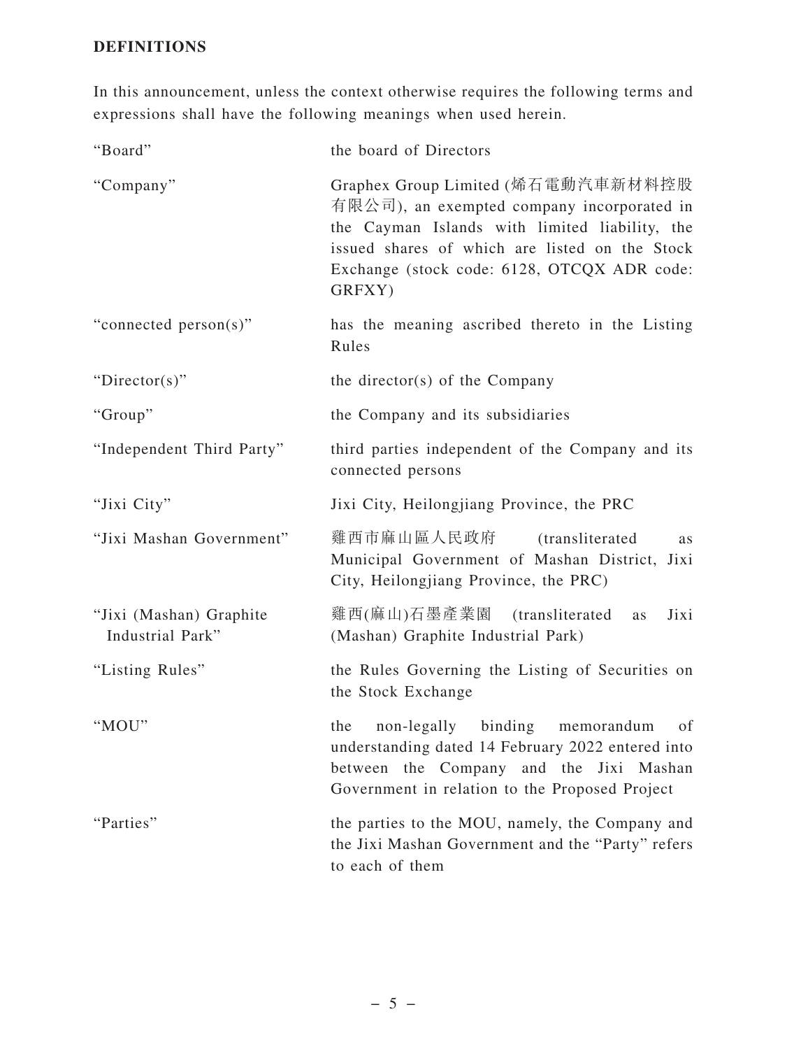## DEFINITIONS

In this announcement, unless the context otherwise requires the following terms and expressions shall have the following meanings when used herein.

| | |
|---|---|
| "Board" | the board of Directors |
| "Company" | Graphex Group Limited (烯石電動汽車新材料控股有限公司), an exempted company incorporated in the Cayman Islands with limited liability, the issued shares of which are listed on the Stock Exchange (stock code: 6128, OTCQX ADR code: GRFXY) |
| "connected person(s)" | has the meaning ascribed thereto in the Listing Rules |
| "Director(s)" | the director(s) of the Company |
| "Group" | the Company and its subsidiaries |
| "Independent Third Party" | third parties independent of the Company and its connected persons |
| "Jixi City" | Jixi City, Heilongjiang Province, the PRC |
| "Jixi Mashan Government" | 雞西市麻山區人民政府 (transliterated as Municipal Government of Mashan District, Jixi City, Heilongjiang Province, the PRC) |
| "Jixi (Mashan) Graphite Industrial Park" | 雞西(麻山)石墨產業園 (transliterated as Jixi (Mashan) Graphite Industrial Park) |
| "Listing Rules" | the Rules Governing the Listing of Securities on the Stock Exchange |
| "MOU" | the non-legally binding memorandum of understanding dated 14 February 2022 entered into between the Company and the Jixi Mashan Government in relation to the Proposed Project |
| "Parties" | the parties to the MOU, namely, the Company and the Jixi Mashan Government and the "Party" refers to each of them |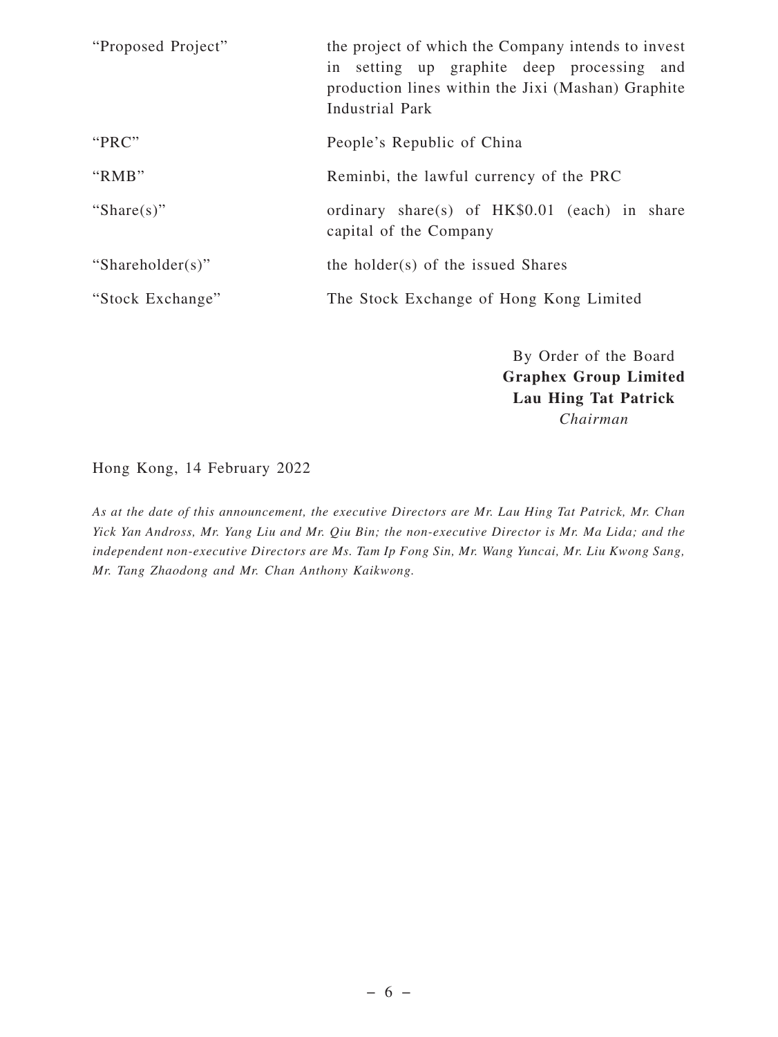| | |
|---|---|
| "Proposed Project" | the project of which the Company intends to invest in setting up graphite deep processing and production lines within the Jixi (Mashan) Graphite Industrial Park |
| "PRC" | People's Republic of China |
| "RMB" | Reminbi, the lawful currency of the PRC |
| "Share(s)" | ordinary share(s) of HK$0.01 (each) in share capital of the Company |
| "Shareholder(s)" | the holder(s) of the issued Shares |
| "Stock Exchange" | The Stock Exchange of Hong Kong Limited |

By Order of the Board
**Graphex Group Limited**
**Lau Hing Tat Patrick**
*Chairman*

Hong Kong, 14 February 2022

*As at the date of this announcement, the executive Directors are Mr. Lau Hing Tat Patrick, Mr. Chan Yick Yan Andross, Mr. Yang Liu and Mr. Qiu Bin; the non-executive Director is Mr. Ma Lida; and the independent non-executive Directors are Ms. Tam Ip Fong Sin, Mr. Wang Yuncai, Mr. Liu Kwong Sang, Mr. Tang Zhaodong and Mr. Chan Anthony Kaikwong.*